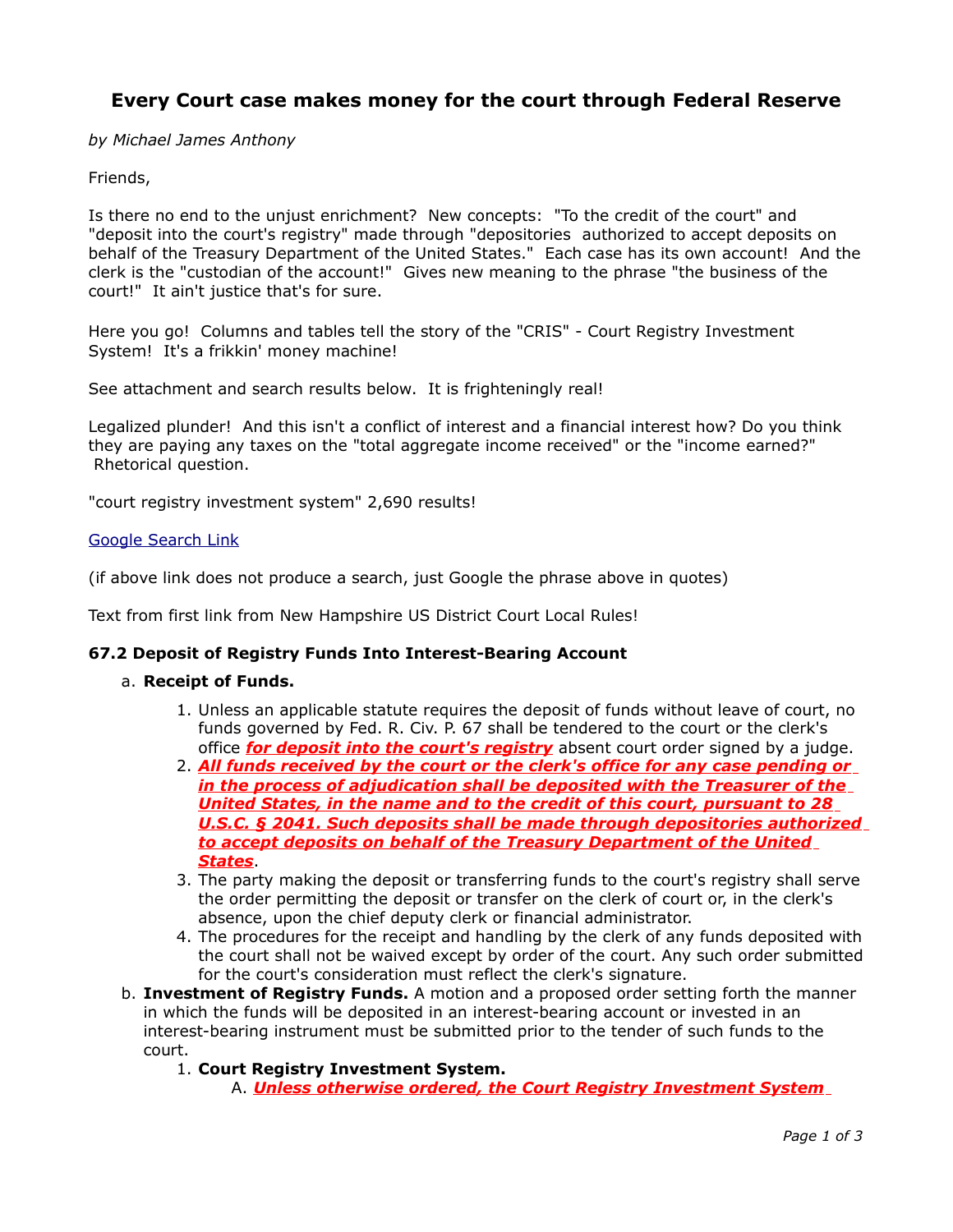# Every Court case makes money for the court through Federal Reserve

*by Michael James Anthony*

Friends,

Is there no end to the unjust enrichment? New concepts: "To the credit of the court" and "deposit into the court's registry" made through "depositories authorized to accept deposits on behalf of the Treasury Department of the United States." Each case has its own account! And the clerk is the "custodian of the account!" Gives new meaning to the phrase "the business of the court!" It ain't justice that's for sure.

Here you go! Columns and tables tell the story of the "CRIS" - Court Registry Investment System! It's a frikkin' money machine!

See attachment and search results below. It is frighteningly real!

Legalized plunder! And this isn't a conflict of interest and a financial interest how? Do you think they are paying any taxes on the "total aggregate income received" or the "income earned?" Rhetorical question.

"court registry investment system" 2,690 results!

Google Search Link

(if above link does not produce a search, just Google the phrase above in quotes)

Text from first link from New Hampshire US District Court Local Rules!

**67.2 Deposit of Registry Funds Into Interest-Bearing Account**

a. **Receipt of Funds.**
   1. Unless an applicable statute requires the deposit of funds without leave of court, no funds governed by Fed. R. Civ. P. 67 shall be tendered to the court or the clerk's office ***for deposit into the court's registry*** absent court order signed by a judge.
   2. ***All funds received by the court or the clerk's office for any case pending or in the process of adjudication shall be deposited with the Treasurer of the United States, in the name and to the credit of this court, pursuant to 28 U.S.C. § 2041. Such deposits shall be made through depositories authorized to accept deposits on behalf of the Treasury Department of the United States***.
   3. The party making the deposit or transferring funds to the court's registry shall serve the order permitting the deposit or transfer on the clerk of court or, in the clerk's absence, upon the chief deputy clerk or financial administrator.
   4. The procedures for the receipt and handling by the clerk of any funds deposited with the court shall not be waived except by order of the court. Any such order submitted for the court's consideration must reflect the clerk's signature.

b. **Investment of Registry Funds.** A motion and a proposed order setting forth the manner in which the funds will be deposited in an interest-bearing account or invested in an interest-bearing instrument must be submitted prior to the tender of such funds to the court.
   1. **Court Registry Investment System.**
      A. ***Unless otherwise ordered, the Court Registry Investment System***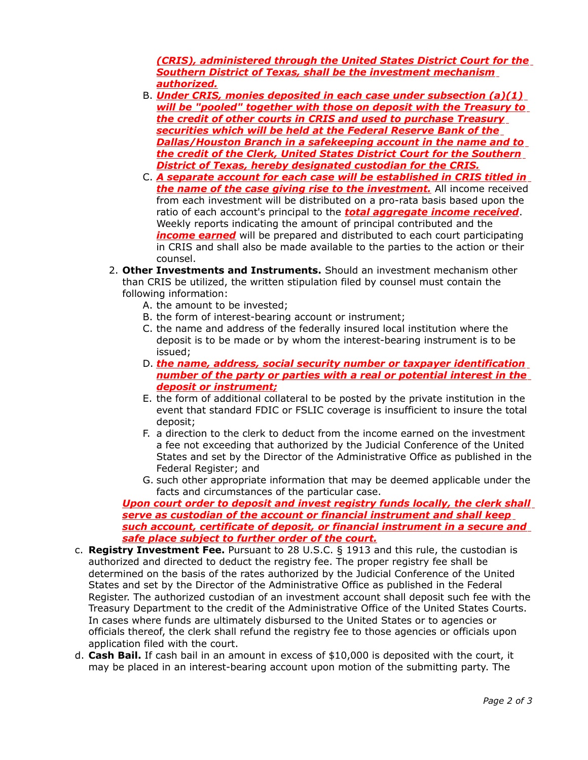***(CRIS), administered through the United States District Court for the Southern District of Texas, shall be the investment mechanism authorized.***

B. ***Under CRIS, monies deposited in each case under subsection (a)(1) will be "pooled" together with those on deposit with the Treasury to the credit of other courts in CRIS and used to purchase Treasury securities which will be held at the Federal Reserve Bank of the Dallas/Houston Branch in a safekeeping account in the name and to the credit of the Clerk, United States District Court for the Southern District of Texas, hereby designated custodian for the CRIS.***

C. ***A separate account for each case will be established in CRIS titled in the name of the case giving rise to the investment.*** All income received from each investment will be distributed on a pro-rata basis based upon the ratio of each account's principal to the ***total aggregate income received***. Weekly reports indicating the amount of principal contributed and the ***income earned*** will be prepared and distributed to each court participating in CRIS and shall also be made available to the parties to the action or their counsel.

2. **Other Investments and Instruments.** Should an investment mechanism other than CRIS be utilized, the written stipulation filed by counsel must contain the following information:
   A. the amount to be invested;
   B. the form of interest-bearing account or instrument;
   C. the name and address of the federally insured local institution where the deposit is to be made or by whom the interest-bearing instrument is to be issued;
   D. ***the name, address, social security number or taxpayer identification number of the party or parties with a real or potential interest in the deposit or instrument;***
   E. the form of additional collateral to be posted by the private institution in the event that standard FDIC or FSLIC coverage is insufficient to insure the total deposit;
   F. a direction to the clerk to deduct from the income earned on the investment a fee not exceeding that authorized by the Judicial Conference of the United States and set by the Director of the Administrative Office as published in the Federal Register; and
   G. such other appropriate information that may be deemed applicable under the facts and circumstances of the particular case.

   ***Upon court order to deposit and invest registry funds locally, the clerk shall serve as custodian of the account or financial instrument and shall keep such account, certificate of deposit, or financial instrument in a secure and safe place subject to further order of the court.***

c. **Registry Investment Fee.** Pursuant to 28 U.S.C. § 1913 and this rule, the custodian is authorized and directed to deduct the registry fee. The proper registry fee shall be determined on the basis of the rates authorized by the Judicial Conference of the United States and set by the Director of the Administrative Office as published in the Federal Register. The authorized custodian of an investment account shall deposit such fee with the Treasury Department to the credit of the Administrative Office of the United States Courts. In cases where funds are ultimately disbursed to the United States or to agencies or officials thereof, the clerk shall refund the registry fee to those agencies or officials upon application filed with the court.

d. **Cash Bail.** If cash bail in an amount in excess of $10,000 is deposited with the court, it may be placed in an interest-bearing account upon motion of the submitting party. The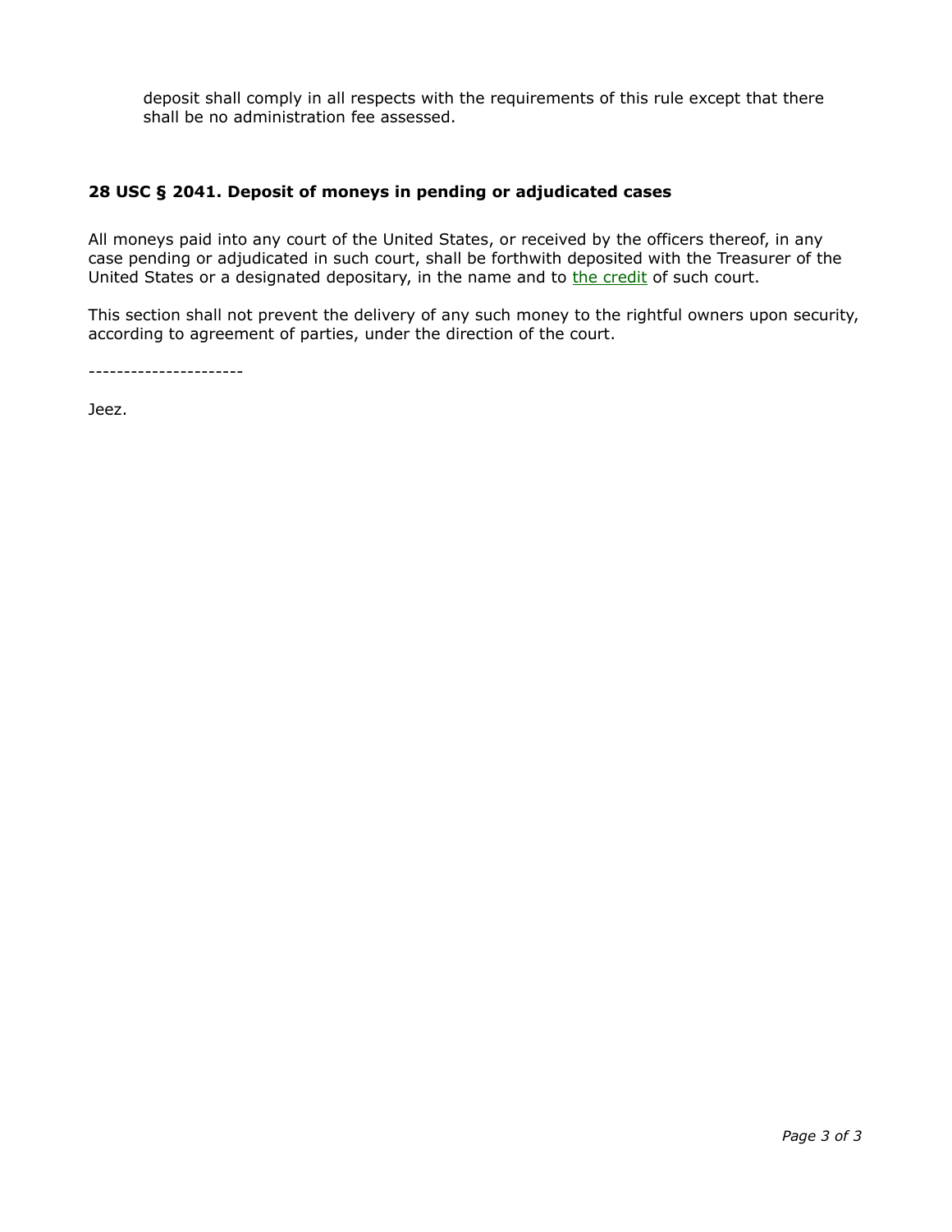deposit shall comply in all respects with the requirements of this rule except that there shall be no administration fee assessed.

**28 USC § 2041. Deposit of moneys in pending or adjudicated cases**

All moneys paid into any court of the United States, or received by the officers thereof, in any case pending or adjudicated in such court, shall be forthwith deposited with the Treasurer of the United States or a designated depositary, in the name and to the credit of such court.

This section shall not prevent the delivery of any such money to the rightful owners upon security, according to agreement of parties, under the direction of the court.

---------------------

Jeez.